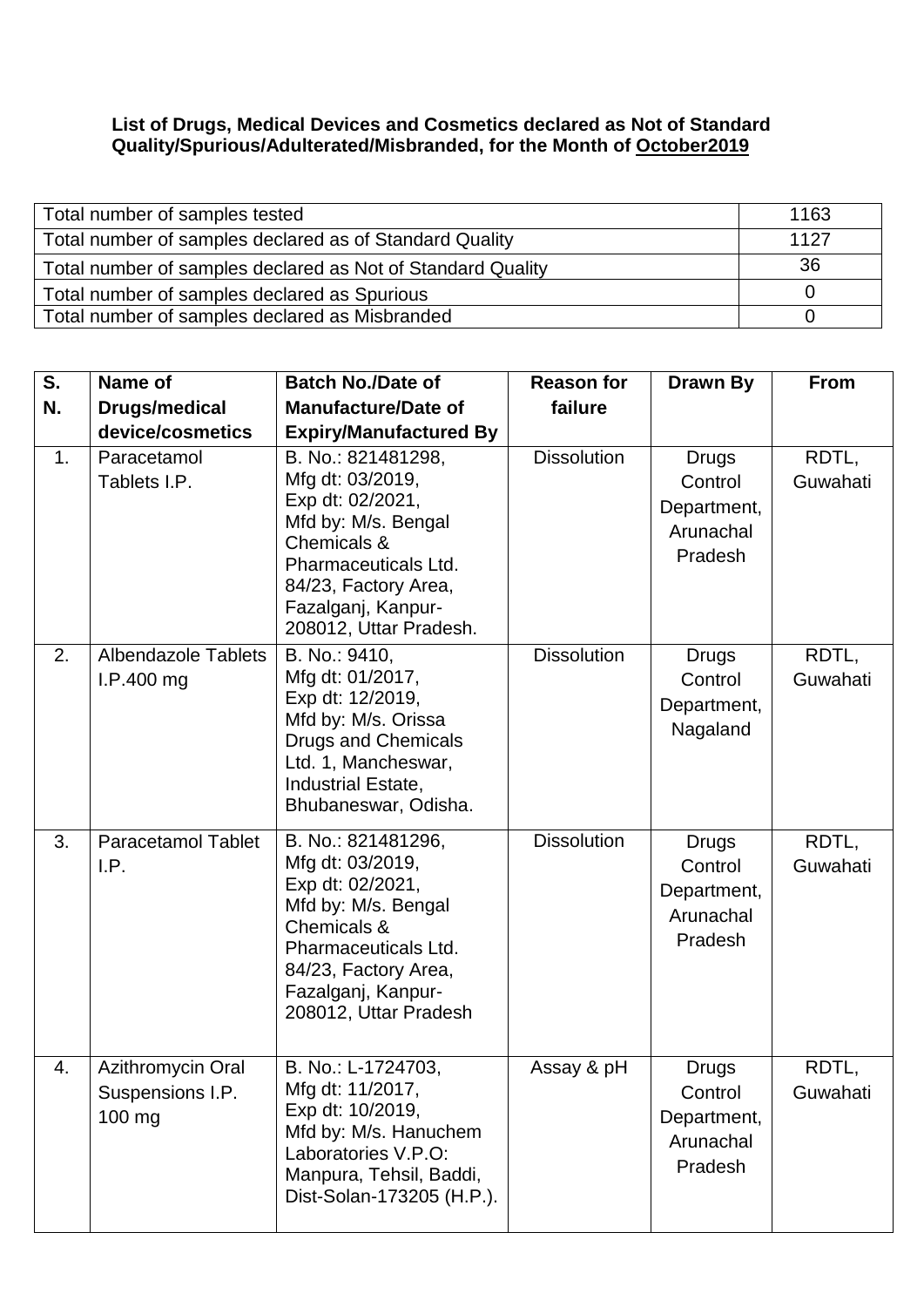**List of Drugs, Medical Devices and Cosmetics declared as Not of Standard Quality/Spurious/Adulterated/Misbranded, for the Month of October2019**

| Total number of samples tested | 1163 |
|---|---|
| Total number of samples declared as of Standard Quality | 1127 |
| Total number of samples declared as Not of Standard Quality | 36 |
| Total number of samples declared as Spurious | 0 |
| Total number of samples declared as Misbranded | 0 |

| S. N. | Name of Drugs/medical device/cosmetics | Batch No./Date of Manufacture/Date of Expiry/Manufactured By | Reason for failure | Drawn By | From |
|---|---|---|---|---|---|
| 1. | Paracetamol Tablets I.P. | B. No.: 821481298, Mfg dt: 03/2019, Exp dt: 02/2021, Mfd by: M/s. Bengal Chemicals & Pharmaceuticals Ltd. 84/23, Factory Area, Fazalganj, Kanpur-208012, Uttar Pradesh. | Dissolution | Drugs Control Department, Arunachal Pradesh | RDTL, Guwahati |
| 2. | Albendazole Tablets I.P.400 mg | B. No.: 9410, Mfg dt: 01/2017, Exp dt: 12/2019, Mfd by: M/s. Orissa Drugs and Chemicals Ltd. 1, Mancheswar, Industrial Estate, Bhubaneswar, Odisha. | Dissolution | Drugs Control Department, Nagaland | RDTL, Guwahati |
| 3. | Paracetamol Tablet I.P. | B. No.: 821481296, Mfg dt: 03/2019, Exp dt: 02/2021, Mfd by: M/s. Bengal Chemicals & Pharmaceuticals Ltd. 84/23, Factory Area, Fazalganj, Kanpur-208012, Uttar Pradesh | Dissolution | Drugs Control Department, Arunachal Pradesh | RDTL, Guwahati |
| 4. | Azithromycin Oral Suspensions I.P. 100 mg | B. No.: L-1724703, Mfg dt: 11/2017, Exp dt: 10/2019, Mfd by: M/s. Hanuchem Laboratories V.P.O: Manpura, Tehsil, Baddi, Dist-Solan-173205 (H.P.). | Assay & pH | Drugs Control Department, Arunachal Pradesh | RDTL, Guwahati |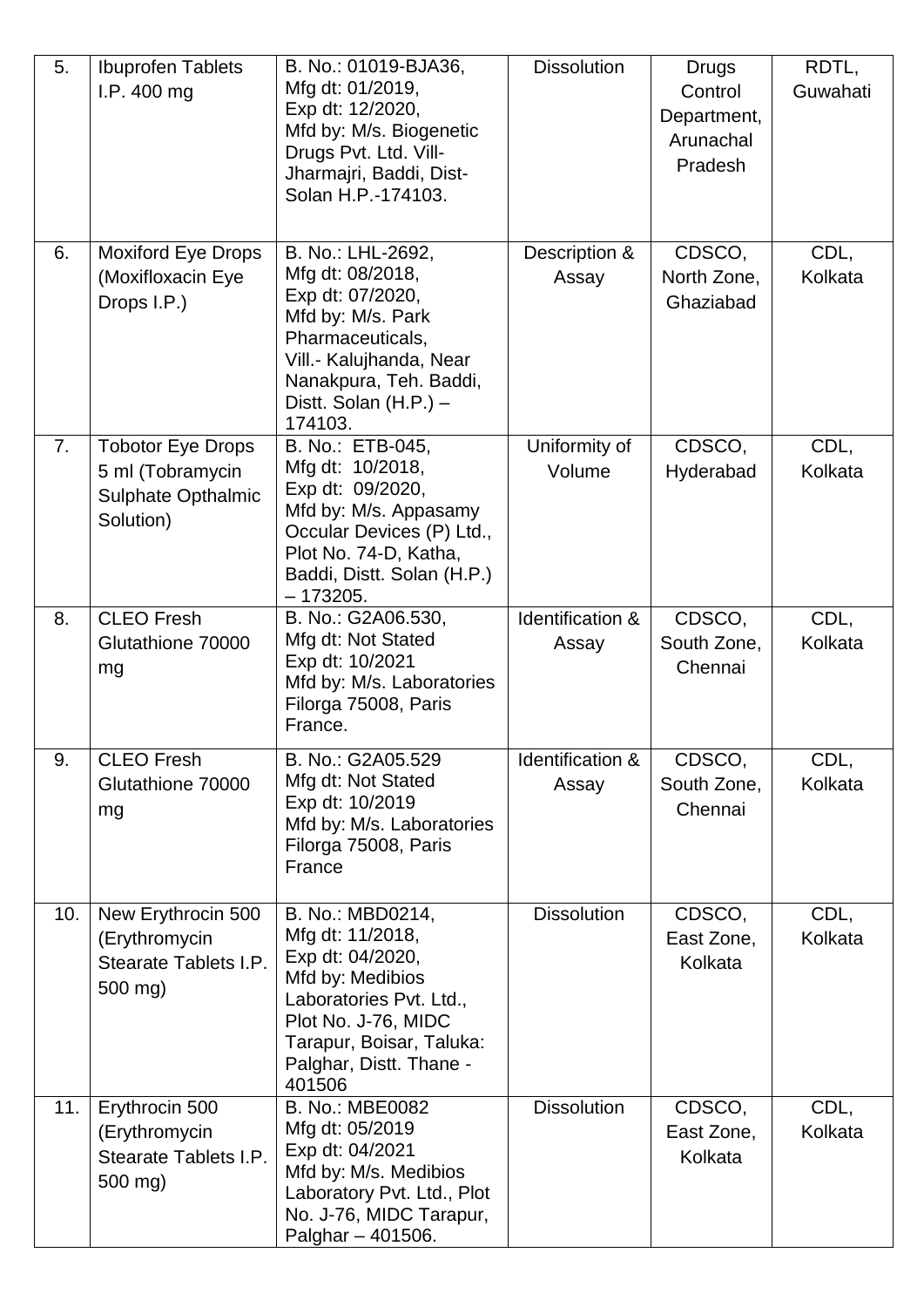| 5. | Ibuprofen Tablets I.P. 400 mg | B. No.: 01019-BJA36, Mfg dt: 01/2019, Exp dt: 12/2020, Mfd by: M/s. Biogenetic Drugs Pvt. Ltd. Vill- Jharmajri, Baddi, Dist- Solan H.P.-174103. | Dissolution | Drugs Control Department, Arunachal Pradesh | RDTL, Guwahati |
|---|---|---|---|---|---|
| 6. | Moxiford Eye Drops (Moxifloxacin Eye Drops I.P.) | B. No.: LHL-2692, Mfg dt: 08/2018, Exp dt: 07/2020, Mfd by: M/s. Park Pharmaceuticals, Vill.- Kalujhanda, Near Nanakpura, Teh. Baddi, Distt. Solan (H.P.) – 174103. | Description & Assay | CDSCO, North Zone, Ghaziabad | CDL, Kolkata |
| 7. | Tobotor Eye Drops 5 ml (Tobramycin Sulphate Opthalmic Solution) | B. No.: ETB-045, Mfg dt: 10/2018, Exp dt: 09/2020, Mfd by: M/s. Appasamy Occular Devices (P) Ltd., Plot No. 74-D, Katha, Baddi, Distt. Solan (H.P.) – 173205. | Uniformity of Volume | CDSCO, Hyderabad | CDL, Kolkata |
| 8. | CLEO Fresh Glutathione 70000 mg | B. No.: G2A06.530, Mfg dt: Not Stated Exp dt: 10/2021 Mfd by: M/s. Laboratories Filorga 75008, Paris France. | Identification & Assay | CDSCO, South Zone, Chennai | CDL, Kolkata |
| 9. | CLEO Fresh Glutathione 70000 mg | B. No.: G2A05.529 Mfg dt: Not Stated Exp dt: 10/2019 Mfd by: M/s. Laboratories Filorga 75008, Paris France | Identification & Assay | CDSCO, South Zone, Chennai | CDL, Kolkata |
| 10. | New Erythrocin 500 (Erythromycin Stearate Tablets I.P. 500 mg) | B. No.: MBD0214, Mfg dt: 11/2018, Exp dt: 04/2020, Mfd by: Medibios Laboratories Pvt. Ltd., Plot No. J-76, MIDC Tarapur, Boisar, Taluka: Palghar, Distt. Thane - 401506 | Dissolution | CDSCO, East Zone, Kolkata | CDL, Kolkata |
| 11. | Erythrocin 500 (Erythromycin Stearate Tablets I.P. 500 mg) | B. No.: MBE0082 Mfg dt: 05/2019 Exp dt: 04/2021 Mfd by: M/s. Medibios Laboratory Pvt. Ltd., Plot No. J-76, MIDC Tarapur, Palghar – 401506. | Dissolution | CDSCO, East Zone, Kolkata | CDL, Kolkata |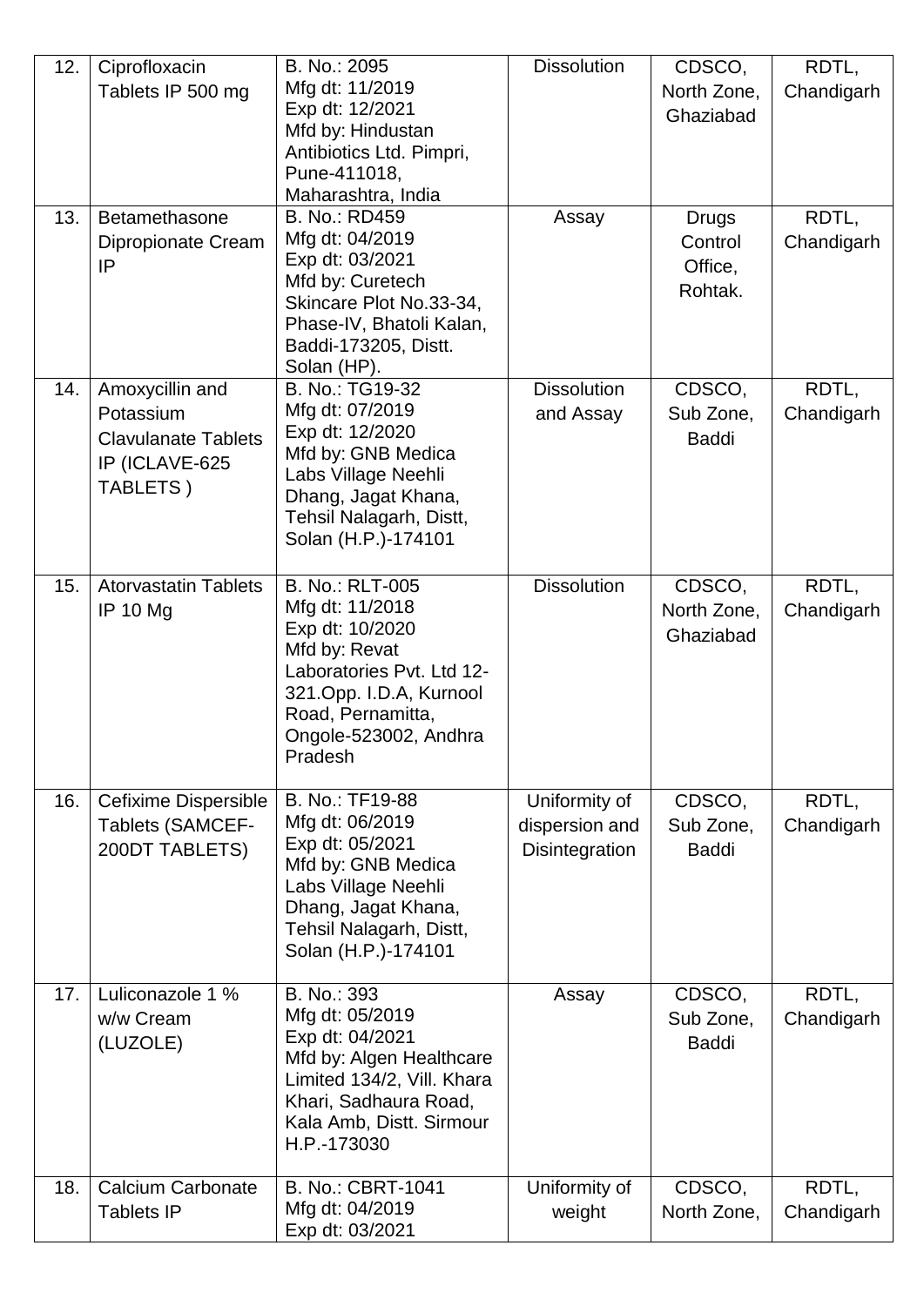| 12. | Ciprofloxacin Tablets IP 500 mg | B. No.: 2095<br>Mfg dt: 11/2019<br>Exp dt: 12/2021<br>Mfd by: Hindustan Antibiotics Ltd. Pimpri, Pune-411018, Maharashtra, India | Dissolution | CDSCO, North Zone, Ghaziabad | RDTL, Chandigarh |
|---|---|---|---|---|---|
| 13. | Betamethasone Dipropionate Cream IP | B. No.: RD459<br>Mfg dt: 04/2019<br>Exp dt: 03/2021<br>Mfd by: Curetech Skincare Plot No.33-34, Phase-IV, Bhatoli Kalan, Baddi-173205, Distt. Solan (HP). | Assay | Drugs Control Office, Rohtak. | RDTL, Chandigarh |
| 14. | Amoxycillin and Potassium Clavulanate Tablets IP (ICLAVE-625 TABLETS ) | B. No.: TG19-32<br>Mfg dt: 07/2019<br>Exp dt: 12/2020<br>Mfd by: GNB Medica Labs Village Neehli Dhang, Jagat Khana, Tehsil Nalagarh, Distt, Solan (H.P.)-174101 | Dissolution and Assay | CDSCO, Sub Zone, Baddi | RDTL, Chandigarh |
| 15. | Atorvastatin Tablets IP 10 Mg | B. No.: RLT-005<br>Mfg dt: 11/2018<br>Exp dt: 10/2020<br>Mfd by: Revat Laboratories Pvt. Ltd 12-321.Opp. I.D.A, Kurnool Road, Pernamitta, Ongole-523002, Andhra Pradesh | Dissolution | CDSCO, North Zone, Ghaziabad | RDTL, Chandigarh |
| 16. | Cefixime Dispersible Tablets (SAMCEF-200DT TABLETS) | B. No.: TF19-88<br>Mfg dt: 06/2019<br>Exp dt: 05/2021<br>Mfd by: GNB Medica Labs Village Neehli Dhang, Jagat Khana, Tehsil Nalagarh, Distt, Solan (H.P.)-174101 | Uniformity of dispersion and Disintegration | CDSCO, Sub Zone, Baddi | RDTL, Chandigarh |
| 17. | Luliconazole 1 % w/w Cream (LUZOLE) | B. No.: 393<br>Mfg dt: 05/2019<br>Exp dt: 04/2021<br>Mfd by: Algen Healthcare Limited 134/2, Vill. Khara Khari, Sadhaura Road, Kala Amb, Distt. Sirmour H.P.-173030 | Assay | CDSCO, Sub Zone, Baddi | RDTL, Chandigarh |
| 18. | Calcium Carbonate Tablets IP | B. No.: CBRT-1041<br>Mfg dt: 04/2019<br>Exp dt: 03/2021 | Uniformity of weight | CDSCO, North Zone, | RDTL, Chandigarh |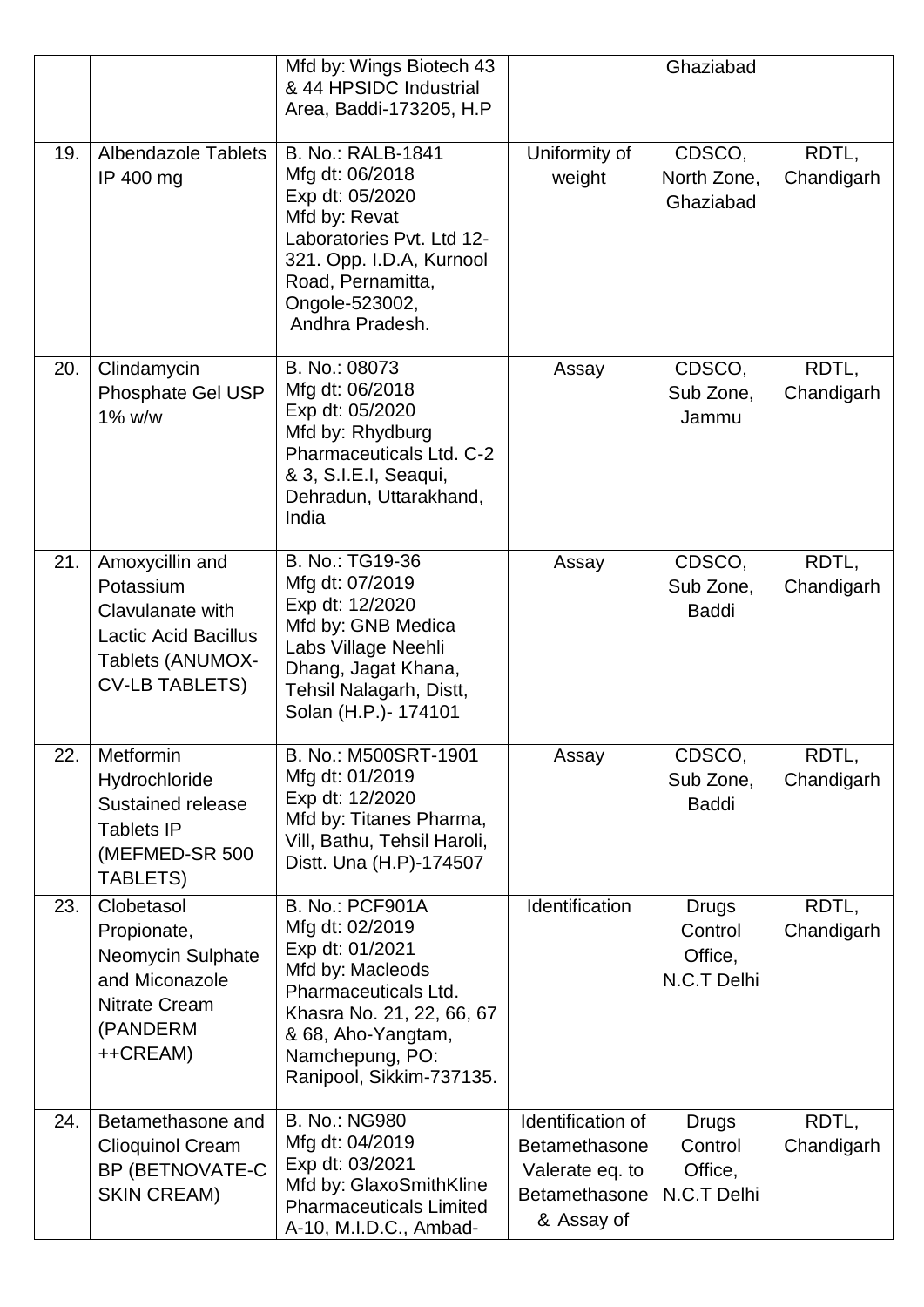| | | | | | |
|---|---|---|---|---|---|
| | | Mfd by: Wings Biotech 43 & 44 HPSIDC Industrial Area, Baddi-173205, H.P | | Ghaziabad | |
| 19. | Albendazole Tablets IP 400 mg | B. No.: RALB-1841<br>Mfg dt: 06/2018<br>Exp dt: 05/2020<br>Mfd by: Revat Laboratories Pvt. Ltd 12-321. Opp. I.D.A, Kurnool Road, Pernamitta, Ongole-523002, Andhra Pradesh. | Uniformity of weight | CDSCO, North Zone, Ghaziabad | RDTL, Chandigarh |
| 20. | Clindamycin Phosphate Gel USP 1% w/w | B. No.: 08073<br>Mfg dt: 06/2018<br>Exp dt: 05/2020<br>Mfd by: Rhydburg Pharmaceuticals Ltd. C-2 & 3, S.I.E.I, Seaqui, Dehradun, Uttarakhand, India | Assay | CDSCO, Sub Zone, Jammu | RDTL, Chandigarh |
| 21. | Amoxycillin and Potassium Clavulanate with Lactic Acid Bacillus Tablets (ANUMOX-CV-LB TABLETS) | B. No.: TG19-36<br>Mfg dt: 07/2019<br>Exp dt: 12/2020<br>Mfd by: GNB Medica Labs Village Neehli Dhang, Jagat Khana, Tehsil Nalagarh, Distt, Solan (H.P.)- 174101 | Assay | CDSCO, Sub Zone, Baddi | RDTL, Chandigarh |
| 22. | Metformin Hydrochloride Sustained release Tablets IP (MEFMED-SR 500 TABLETS) | B. No.: M500SRT-1901<br>Mfg dt: 01/2019<br>Exp dt: 12/2020<br>Mfd by: Titanes Pharma, Vill, Bathu, Tehsil Haroli, Distt. Una (H.P)-174507 | Assay | CDSCO, Sub Zone, Baddi | RDTL, Chandigarh |
| 23. | Clobetasol Propionate, Neomycin Sulphate and Miconazole Nitrate Cream (PANDERM ++CREAM) | B. No.: PCF901A<br>Mfg dt: 02/2019<br>Exp dt: 01/2021<br>Mfd by: Macleods Pharmaceuticals Ltd. Khasra No. 21, 22, 66, 67 & 68, Aho-Yangtam, Namchepung, PO: Ranipool, Sikkim-737135. | Identification | Drugs Control Office, N.C.T Delhi | RDTL, Chandigarh |
| 24. | Betamethasone and Clioquinol Cream BP (BETNOVATE-C SKIN CREAM) | B. No.: NG980<br>Mfg dt: 04/2019<br>Exp dt: 03/2021<br>Mfd by: GlaxoSmithKline Pharmaceuticals Limited A-10, M.I.D.C., Ambad- | Identification of Betamethasone Valerate eq. to Betamethasone & Assay of | Drugs Control Office, N.C.T Delhi | RDTL, Chandigarh |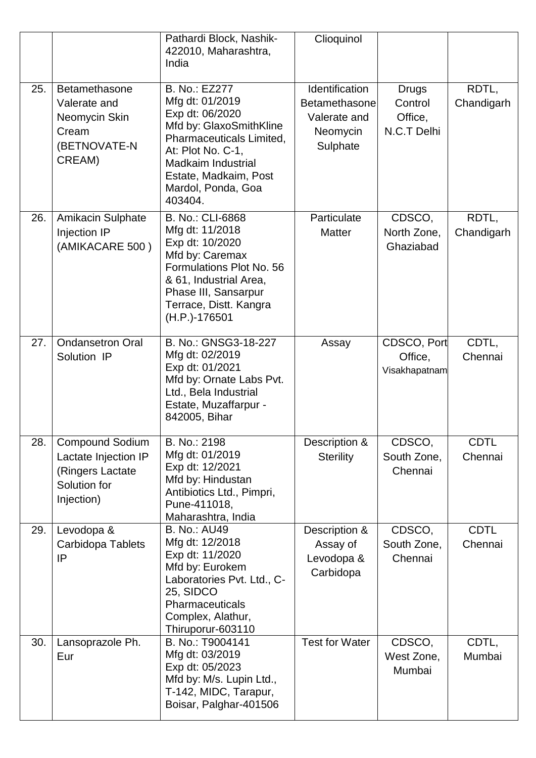|  |  |  |  |  |  |
|---|---|---|---|---|---|
|  |  | Pathardi Block, Nashik-422010, Maharashtra, India | Clioquinol |  |  |
| 25. | Betamethasone Valerate and Neomycin Skin Cream (BETNOVATE-N CREAM) | B. No.: EZ277<br>Mfg dt: 01/2019<br>Exp dt: 06/2020<br>Mfd by: GlaxoSmithKline Pharmaceuticals Limited, At: Plot No. C-1, Madkaim Industrial Estate, Madkaim, Post Mardol, Ponda, Goa 403404. | Identification Betamethasone Valerate and Neomycin Sulphate | Drugs Control Office, N.C.T Delhi | RDTL, Chandigarh |
| 26. | Amikacin Sulphate Injection IP (AMIKACARE 500 ) | B. No.: CLI-6868<br>Mfg dt: 11/2018<br>Exp dt: 10/2020<br>Mfd by: Caremax Formulations Plot No. 56 & 61, Industrial Area, Phase III, Sansarpur Terrace, Distt. Kangra (H.P.)-176501 | Particulate Matter | CDSCO, North Zone, Ghaziabad | RDTL, Chandigarh |
| 27. | Ondansetron Oral Solution IP | B. No.: GNSG3-18-227<br>Mfg dt: 02/2019<br>Exp dt: 01/2021<br>Mfd by: Ornate Labs Pvt. Ltd., Bela Industrial Estate, Muzaffarpur - 842005, Bihar | Assay | CDSCO, Port Office, Visakhapatnam | CDTL, Chennai |
| 28. | Compound Sodium Lactate Injection IP (Ringers Lactate Solution for Injection) | B. No.: 2198<br>Mfg dt: 01/2019<br>Exp dt: 12/2021<br>Mfd by: Hindustan Antibiotics Ltd., Pimpri, Pune-411018, Maharashtra, India | Description & Sterility | CDSCO, South Zone, Chennai | CDTL Chennai |
| 29. | Levodopa & Carbidopa Tablets IP | B. No.: AU49<br>Mfg dt: 12/2018<br>Exp dt: 11/2020<br>Mfd by: Eurokem Laboratories Pvt. Ltd., C-25, SIDCO Pharmaceuticals Complex, Alathur, Thiruporur-603110 | Description & Assay of Levodopa & Carbidopa | CDSCO, South Zone, Chennai | CDTL Chennai |
| 30. | Lansoprazole Ph. Eur | B. No.: T9004141<br>Mfg dt: 03/2019<br>Exp dt: 05/2023<br>Mfd by: M/s. Lupin Ltd., T-142, MIDC, Tarapur, Boisar, Palghar-401506 | Test for Water | CDSCO, West Zone, Mumbai | CDTL, Mumbai |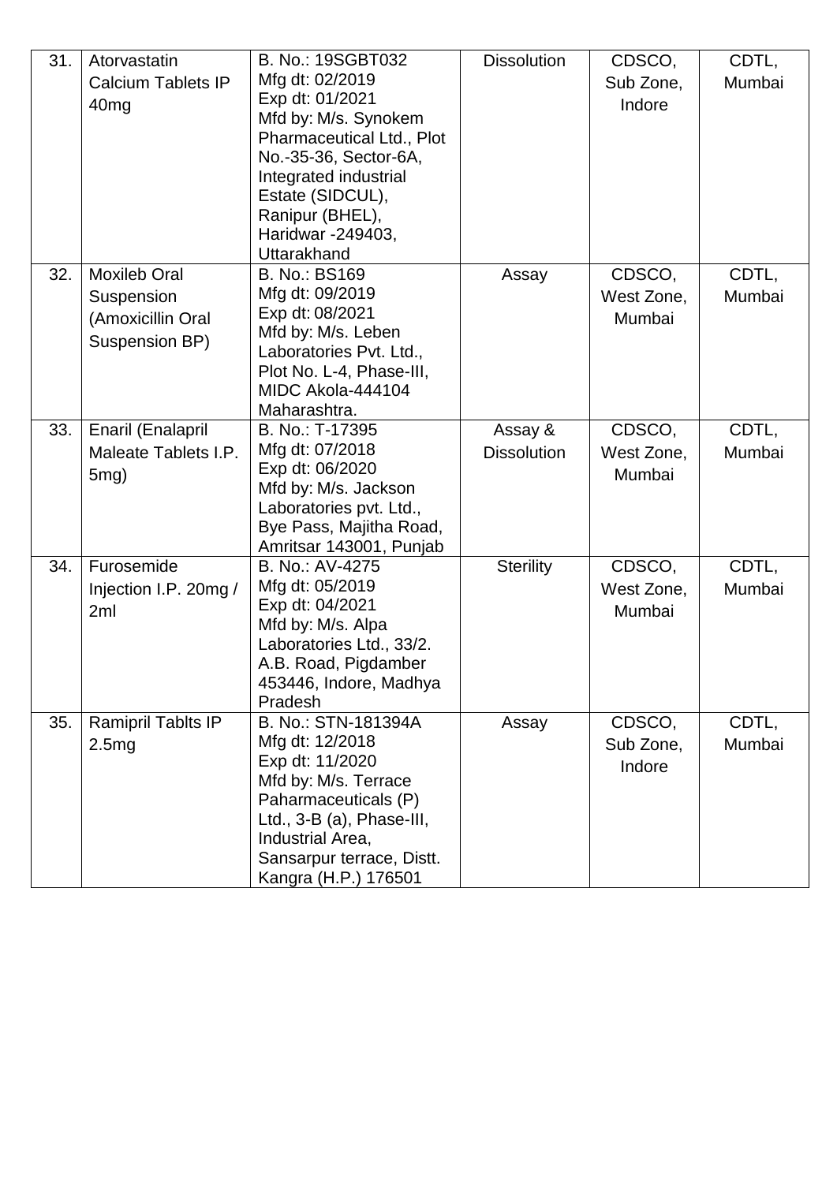| | | | | | |
|---|---|---|---|---|---|
| 31. | Atorvastatin Calcium Tablets IP 40mg | B. No.: 19SGBT032<br>Mfg dt: 02/2019<br>Exp dt: 01/2021<br>Mfd by: M/s. Synokem Pharmaceutical Ltd., Plot No.-35-36, Sector-6A, Integrated industrial Estate (SIDCUL), Ranipur (BHEL), Haridwar -249403, Uttarakhand | Dissolution | CDSCO, Sub Zone, Indore | CDTL, Mumbai |
| 32. | Moxileb Oral Suspension (Amoxicillin Oral Suspension BP) | B. No.: BS169<br>Mfg dt: 09/2019<br>Exp dt: 08/2021<br>Mfd by: M/s. Leben Laboratories Pvt. Ltd., Plot No. L-4, Phase-III, MIDC Akola-444104 Maharashtra. | Assay | CDSCO, West Zone, Mumbai | CDTL, Mumbai |
| 33. | Enaril (Enalapril Maleate Tablets I.P. 5mg) | B. No.: T-17395<br>Mfg dt: 07/2018<br>Exp dt: 06/2020<br>Mfd by: M/s. Jackson Laboratories pvt. Ltd., Bye Pass, Majitha Road, Amritsar 143001, Punjab | Assay & Dissolution | CDSCO, West Zone, Mumbai | CDTL, Mumbai |
| 34. | Furosemide Injection I.P. 20mg / 2ml | B. No.: AV-4275<br>Mfg dt: 05/2019<br>Exp dt: 04/2021<br>Mfd by: M/s. Alpa Laboratories Ltd., 33/2. A.B. Road, Pigdamber 453446, Indore, Madhya Pradesh | Sterility | CDSCO, West Zone, Mumbai | CDTL, Mumbai |
| 35. | Ramipril Tablts IP 2.5mg | B. No.: STN-181394A<br>Mfg dt: 12/2018<br>Exp dt: 11/2020<br>Mfd by: M/s. Terrace Paharmaceuticals (P) Ltd., 3-B (a), Phase-III, Industrial Area, Sansarpur terrace, Distt. Kangra (H.P.) 176501 | Assay | CDSCO, Sub Zone, Indore | CDTL, Mumbai |